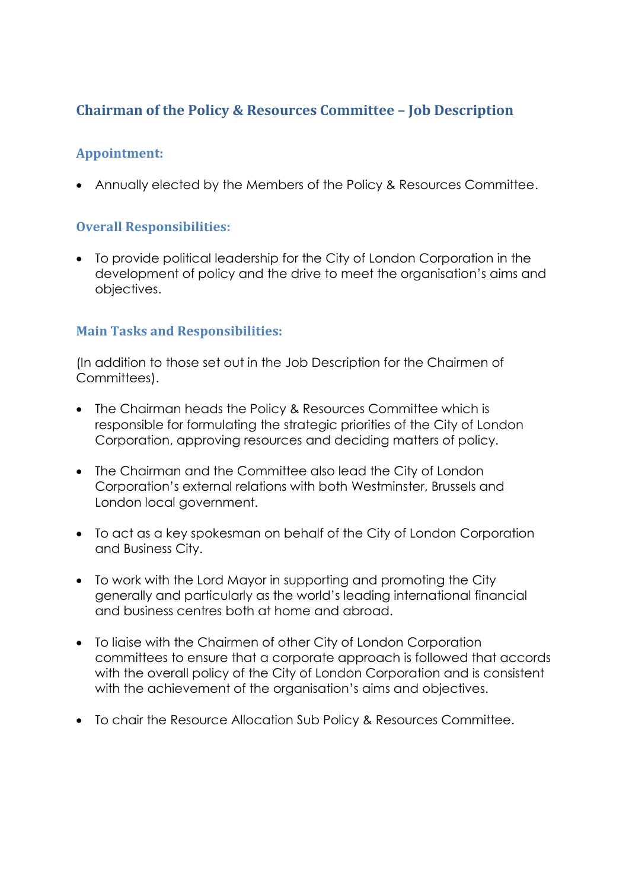# Chairman of the Policy & Resources Committee – Job Description

## Appointment:

- Annually elected by the Members of the Policy & Resources Committee.

## Overall Responsibilities:

- To provide political leadership for the City of London Corporation in the development of policy and the drive to meet the organisation's aims and objectives.

## Main Tasks and Responsibilities:

(In addition to those set out in the Job Description for the Chairmen of Committees).

- The Chairman heads the Policy & Resources Committee which is responsible for formulating the strategic priorities of the City of London Corporation, approving resources and deciding matters of policy.

- The Chairman and the Committee also lead the City of London Corporation's external relations with both Westminster, Brussels and London local government.

- To act as a key spokesman on behalf of the City of London Corporation and Business City.

- To work with the Lord Mayor in supporting and promoting the City generally and particularly as the world's leading international financial and business centres both at home and abroad.

- To liaise with the Chairmen of other City of London Corporation committees to ensure that a corporate approach is followed that accords with the overall policy of the City of London Corporation and is consistent with the achievement of the organisation's aims and objectives.

- To chair the Resource Allocation Sub Policy & Resources Committee.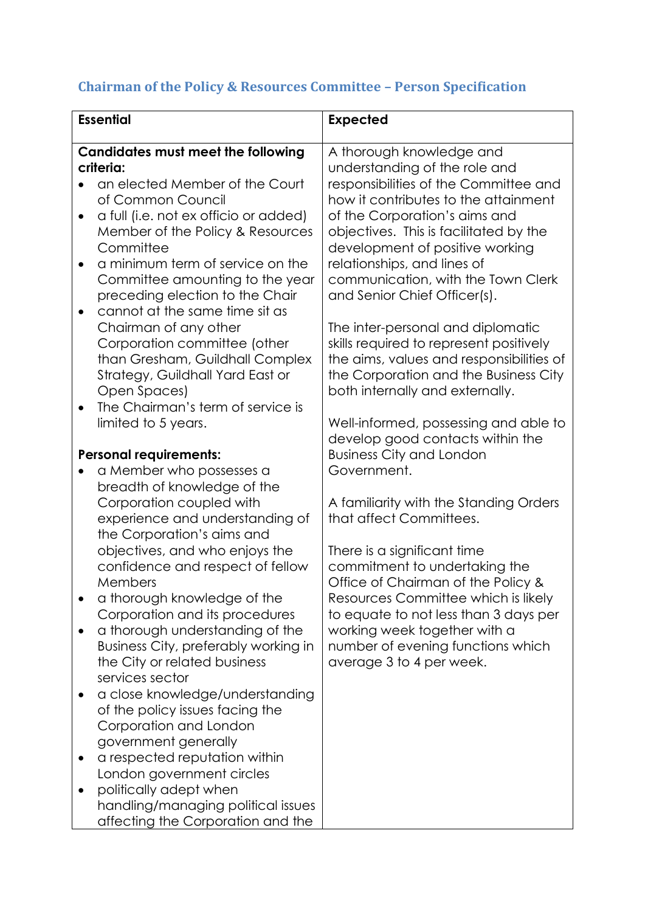## Chairman of the Policy & Resources Committee – Person Specification

| **Essential** | **Expected** |
| --- | --- |
| **Candidates must meet the following criteria:**<br>• an elected Member of the Court of Common Council<br>• a full (i.e. not ex officio or added) Member of the Policy & Resources Committee<br>• a minimum term of service on the Committee amounting to the year preceding election to the Chair<br>• cannot at the same time sit as Chairman of any other Corporation committee (other than Gresham, Guildhall Complex Strategy, Guildhall Yard East or Open Spaces)<br>• The Chairman's term of service is limited to 5 years.<br><br>**Personal requirements:**<br>• a Member who possesses a breadth of knowledge of the Corporation coupled with experience and understanding of the Corporation's aims and objectives, and who enjoys the confidence and respect of fellow Members<br>• a thorough knowledge of the Corporation and its procedures<br>• a thorough understanding of the Business City, preferably working in the City or related business services sector<br>• a close knowledge/understanding of the policy issues facing the Corporation and London government generally<br>• a respected reputation within London government circles<br>• politically adept when handling/managing political issues affecting the Corporation and the | A thorough knowledge and understanding of the role and responsibilities of the Committee and how it contributes to the attainment of the Corporation's aims and objectives. This is facilitated by the development of positive working relationships, and lines of communication, with the Town Clerk and Senior Chief Officer(s).<br><br>The inter-personal and diplomatic skills required to represent positively the aims, values and responsibilities of the Corporation and the Business City both internally and externally.<br><br>Well-informed, possessing and able to develop good contacts within the Business City and London Government.<br><br>A familiarity with the Standing Orders that affect Committees.<br><br>There is a significant time commitment to undertaking the Office of Chairman of the Policy & Resources Committee which is likely to equate to not less than 3 days per working week together with a number of evening functions which average 3 to 4 per week. |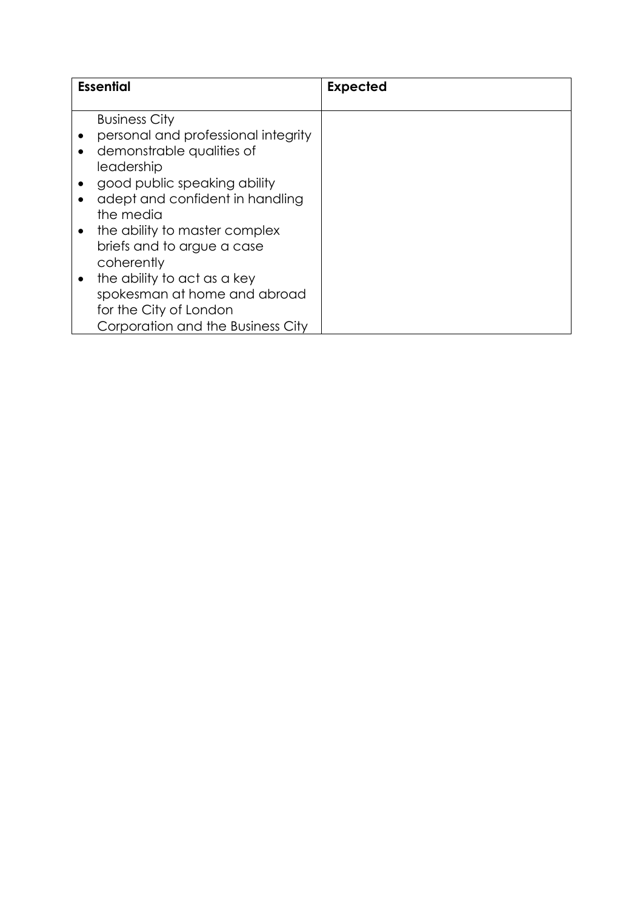| Essential | Expected |
|---|---|
| Business City<br>• personal and professional integrity<br>• demonstrable qualities of leadership<br>• good public speaking ability<br>• adept and confident in handling the media<br>• the ability to master complex briefs and to argue a case coherently<br>• the ability to act as a key spokesman at home and abroad for the City of London Corporation and the Business City | |